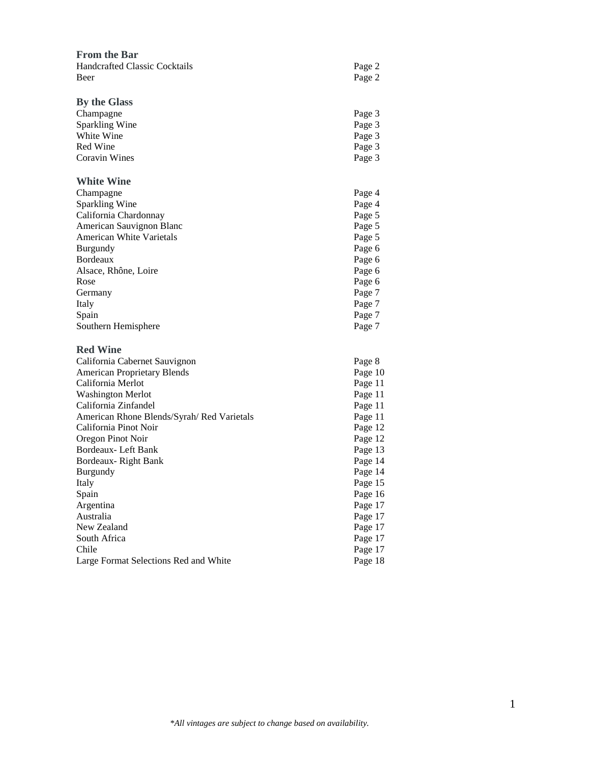**From the Bar**

| | |
|---|---|
| Handcrafted Classic Cocktails | Page 2 |
| Beer | Page 2 |

**By the Glass**

| | |
|---|---|
| Champagne | Page 3 |
| Sparkling Wine | Page 3 |
| White Wine | Page 3 |
| Red Wine | Page 3 |
| Coravin Wines | Page 3 |

**White Wine**

| | |
|---|---|
| Champagne | Page 4 |
| Sparkling Wine | Page 4 |
| California Chardonnay | Page 5 |
| American Sauvignon Blanc | Page 5 |
| American White Varietals | Page 5 |
| Burgundy | Page 6 |
| Bordeaux | Page 6 |
| Alsace, Rhône, Loire | Page 6 |
| Rose | Page 6 |
| Germany | Page 7 |
| Italy | Page 7 |
| Spain | Page 7 |
| Southern Hemisphere | Page 7 |

**Red Wine**

| | |
|---|---|
| California Cabernet Sauvignon | Page 8 |
| American Proprietary Blends | Page 10 |
| California Merlot | Page 11 |
| Washington Merlot | Page 11 |
| California Zinfandel | Page 11 |
| American Rhone Blends/Syrah/ Red Varietals | Page 11 |
| California Pinot Noir | Page 12 |
| Oregon Pinot Noir | Page 12 |
| Bordeaux- Left Bank | Page 13 |
| Bordeaux- Right Bank | Page 14 |
| Burgundy | Page 14 |
| Italy | Page 15 |
| Spain | Page 16 |
| Argentina | Page 17 |
| Australia | Page 17 |
| New Zealand | Page 17 |
| South Africa | Page 17 |
| Chile | Page 17 |
| Large Format Selections Red and White | Page 18 |

*\*All vintages are subject to change based on availability.*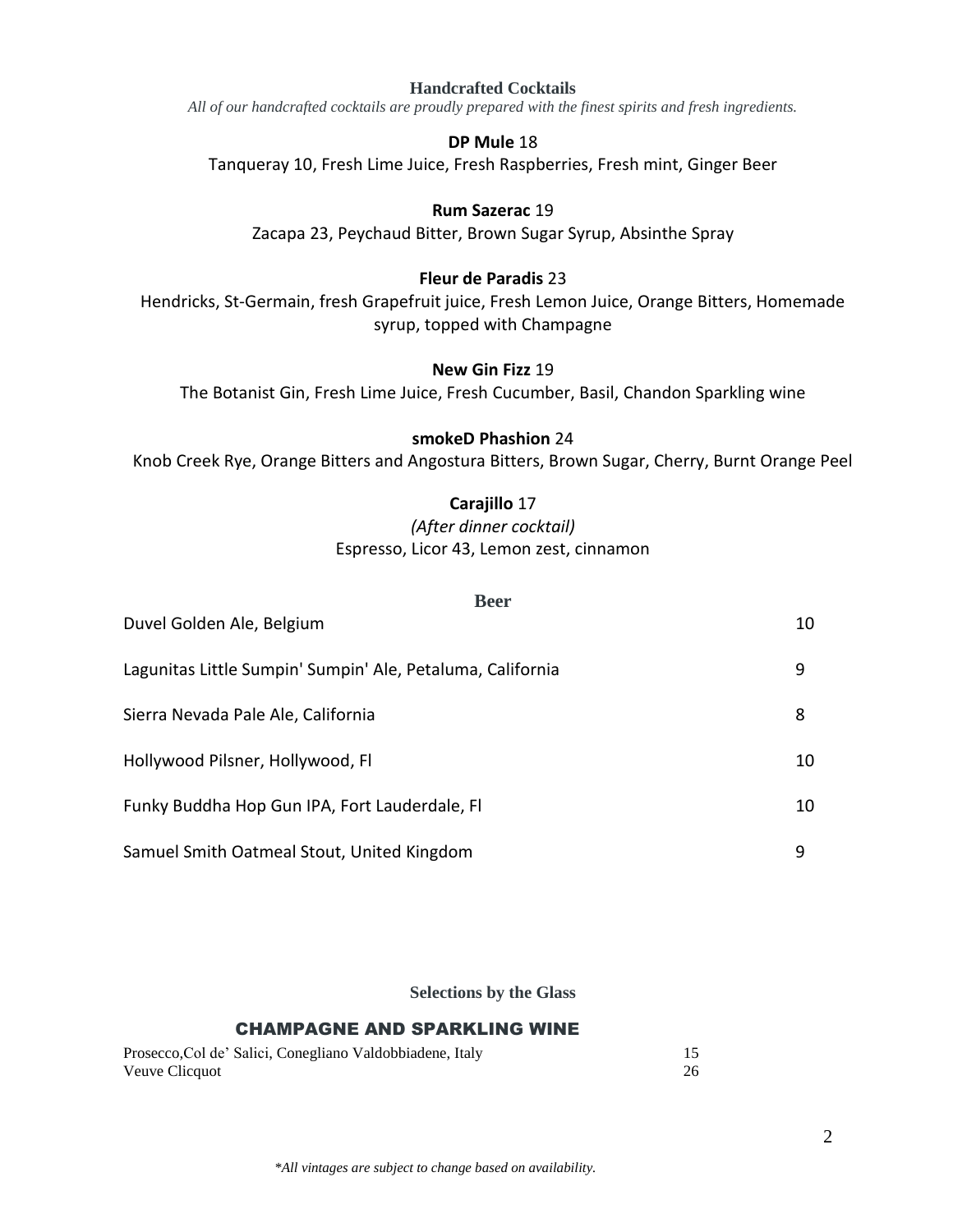## Handcrafted Cocktails

*All of our handcrafted cocktails are proudly prepared with the finest spirits and fresh ingredients.*

**DP Mule** 18
Tanqueray 10, Fresh Lime Juice, Fresh Raspberries, Fresh mint, Ginger Beer

**Rum Sazerac** 19
Zacapa 23, Peychaud Bitter, Brown Sugar Syrup, Absinthe Spray

**Fleur de Paradis** 23
Hendricks, St-Germain, fresh Grapefruit juice, Fresh Lemon Juice, Orange Bitters, Homemade syrup, topped with Champagne

**New Gin Fizz** 19
The Botanist Gin, Fresh Lime Juice, Fresh Cucumber, Basil, Chandon Sparkling wine

**smokeD Phashion** 24
Knob Creek Rye, Orange Bitters and Angostura Bitters, Brown Sugar, Cherry, Burnt Orange Peel

**Carajillo** 17
*(After dinner cocktail)*
Espresso, Licor 43, Lemon zest, cinnamon

## Beer

| | |
|---|---|
| Duvel Golden Ale, Belgium | 10 |
| Lagunitas Little Sumpin' Sumpin' Ale, Petaluma, California | 9 |
| Sierra Nevada Pale Ale, California | 8 |
| Hollywood Pilsner, Hollywood, Fl | 10 |
| Funky Buddha Hop Gun IPA, Fort Lauderdale, Fl | 10 |
| Samuel Smith Oatmeal Stout, United Kingdom | 9 |

## Selections by the Glass

### CHAMPAGNE AND SPARKLING WINE

| | |
|---|---|
| Prosecco,Col de' Salici, Conegliano Valdobbiadene, Italy | 15 |
| Veuve Clicquot | 26 |

*\*All vintages are subject to change based on availability.*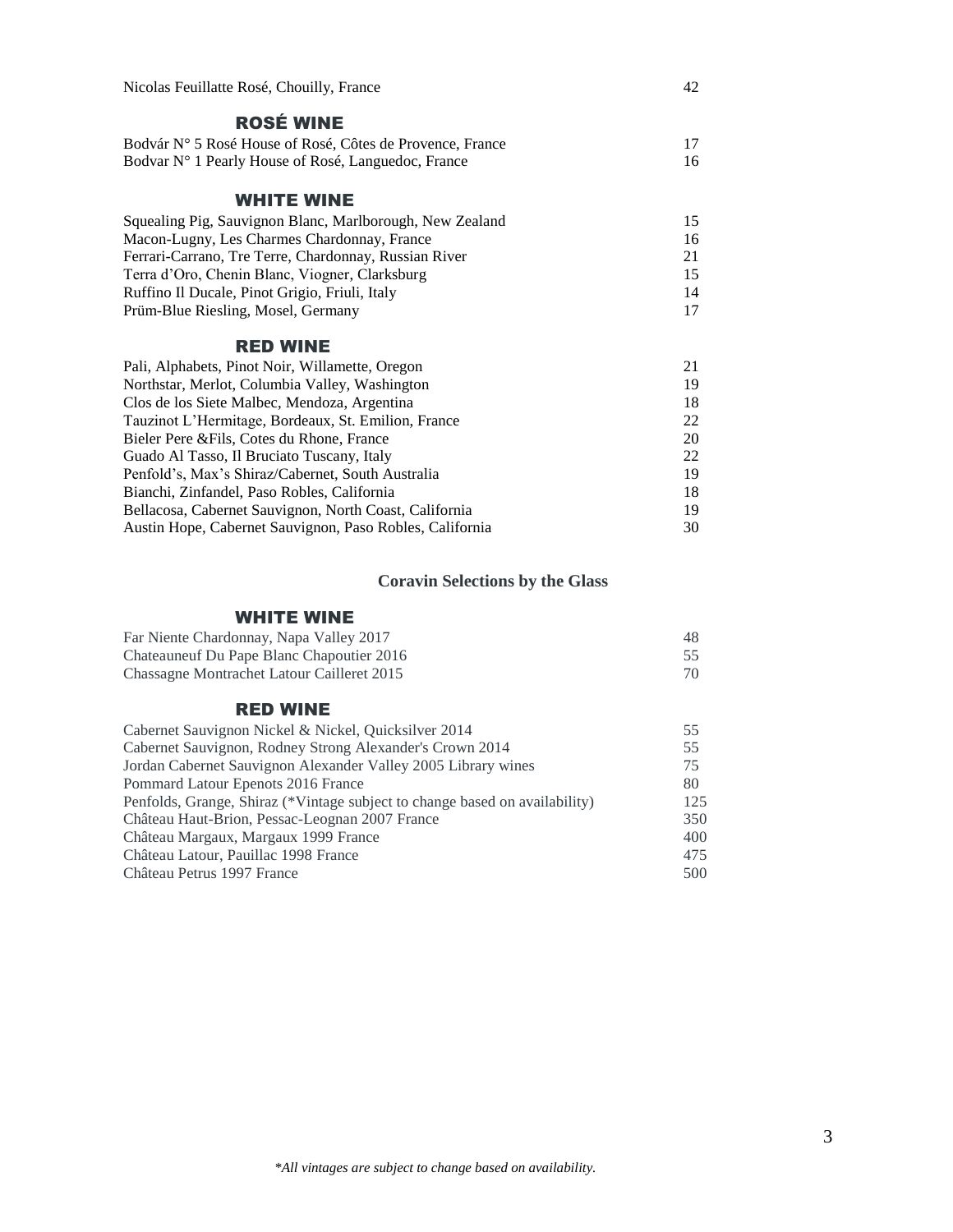| | |
|---|---|
| Nicolas Feuillatte Rosé, Chouilly, France | 42 |

### ROSÉ WINE

| | |
|---|---|
| Bodvár N° 5 Rosé House of Rosé, Côtes de Provence, France | 17 |
| Bodvar N° 1 Pearly House of Rosé, Languedoc, France | 16 |

### WHITE WINE

| | |
|---|---|
| Squealing Pig, Sauvignon Blanc, Marlborough, New Zealand | 15 |
| Macon-Lugny, Les Charmes Chardonnay, France | 16 |
| Ferrari-Carrano, Tre Terre, Chardonnay, Russian River | 21 |
| Terra d'Oro, Chenin Blanc, Viogner, Clarksburg | 15 |
| Ruffino Il Ducale, Pinot Grigio, Friuli, Italy | 14 |
| Prüm-Blue Riesling, Mosel, Germany | 17 |

### RED WINE

| | |
|---|---|
| Pali, Alphabets, Pinot Noir, Willamette, Oregon | 21 |
| Northstar, Merlot, Columbia Valley, Washington | 19 |
| Clos de los Siete Malbec, Mendoza, Argentina | 18 |
| Tauzinot L'Hermitage, Bordeaux, St. Emilion, France | 22 |
| Bieler Pere &Fils, Cotes du Rhone, France | 20 |
| Guado Al Tasso, Il Bruciato Tuscany, Italy | 22 |
| Penfold's, Max's Shiraz/Cabernet, South Australia | 19 |
| Bianchi, Zinfandel, Paso Robles, California | 18 |
| Bellacosa, Cabernet Sauvignon, North Coast, California | 19 |
| Austin Hope, Cabernet Sauvignon, Paso Robles, California | 30 |

## Coravin Selections by the Glass

### WHITE WINE

| | |
|---|---|
| Far Niente Chardonnay, Napa Valley 2017 | 48 |
| Chateauneuf Du Pape Blanc Chapoutier 2016 | 55 |
| Chassagne Montrachet Latour Cailleret 2015 | 70 |

### RED WINE

| | |
|---|---|
| Cabernet Sauvignon Nickel & Nickel, Quicksilver 2014 | 55 |
| Cabernet Sauvignon, Rodney Strong Alexander's Crown 2014 | 55 |
| Jordan Cabernet Sauvignon Alexander Valley 2005 Library wines | 75 |
| Pommard Latour Epenots 2016 France | 80 |
| Penfolds, Grange, Shiraz (*Vintage subject to change based on availability) | 125 |
| Château Haut-Brion, Pessac-Leognan 2007 France | 350 |
| Château Margaux, Margaux 1999 France | 400 |
| Château Latour, Pauillac 1998 France | 475 |
| Château Petrus 1997 France | 500 |

*\*All vintages are subject to change based on availability.*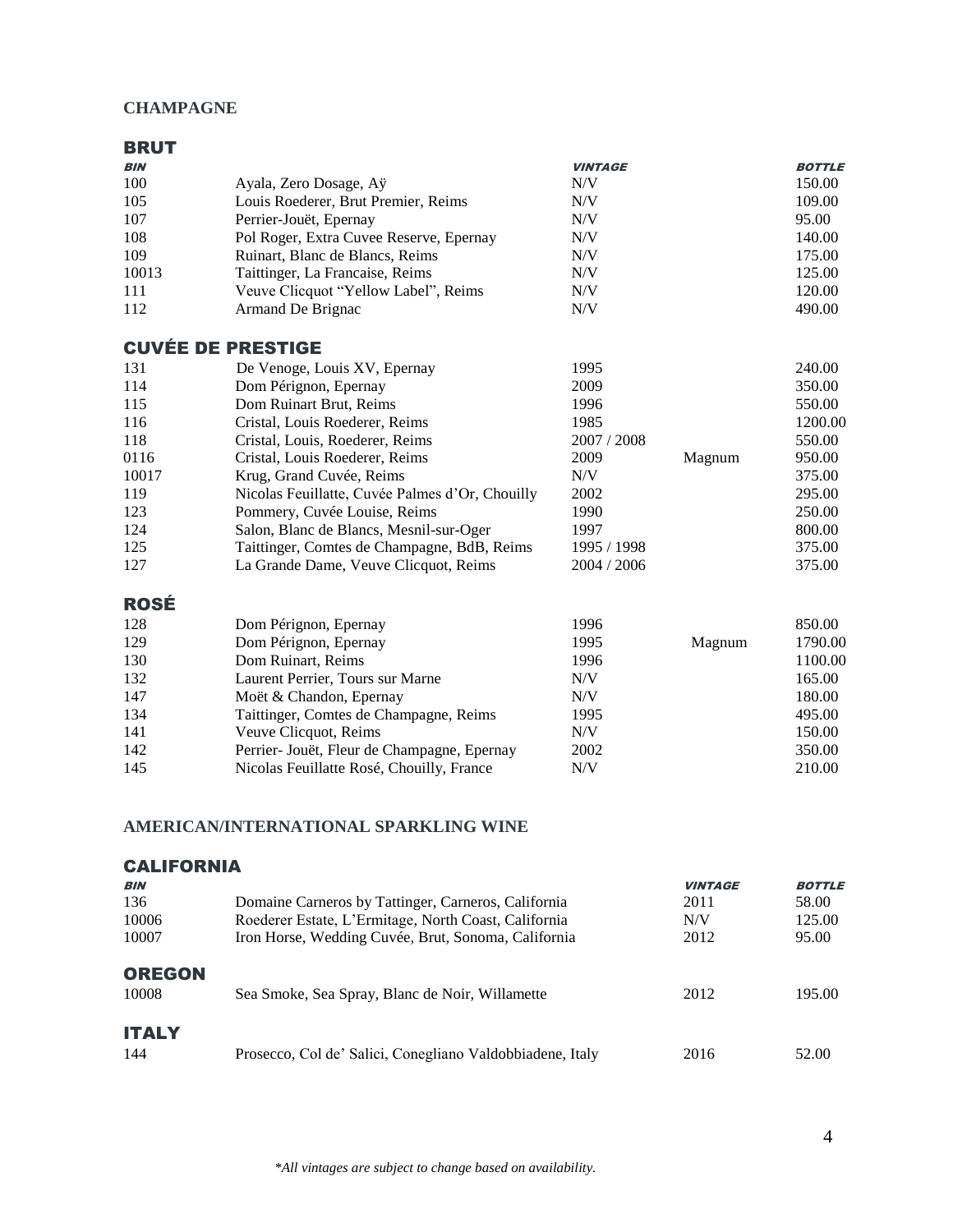## CHAMPAGNE

### BRUT

| BIN | | VINTAGE | | BOTTLE |
|---|---|---|---|---|
| 100 | Ayala, Zero Dosage, Aÿ | N/V | | 150.00 |
| 105 | Louis Roederer, Brut Premier, Reims | N/V | | 109.00 |
| 107 | Perrier-Jouët, Epernay | N/V | | 95.00 |
| 108 | Pol Roger, Extra Cuvee Reserve, Epernay | N/V | | 140.00 |
| 109 | Ruinart, Blanc de Blancs, Reims | N/V | | 175.00 |
| 10013 | Taittinger, La Francaise, Reims | N/V | | 125.00 |
| 111 | Veuve Clicquot "Yellow Label", Reims | N/V | | 120.00 |
| 112 | Armand De Brignac | N/V | | 490.00 |

### CUVÉE DE PRESTIGE

| BIN | | VINTAGE | | BOTTLE |
|---|---|---|---|---|
| 131 | De Venoge, Louis XV, Epernay | 1995 | | 240.00 |
| 114 | Dom Pérignon, Epernay | 2009 | | 350.00 |
| 115 | Dom Ruinart Brut, Reims | 1996 | | 550.00 |
| 116 | Cristal, Louis Roederer, Reims | 1985 | | 1200.00 |
| 118 | Cristal, Louis, Roederer, Reims | 2007 / 2008 | | 550.00 |
| 0116 | Cristal, Louis Roederer, Reims | 2009 | Magnum | 950.00 |
| 10017 | Krug, Grand Cuvée, Reims | N/V | | 375.00 |
| 119 | Nicolas Feuillatte, Cuvée Palmes d'Or, Chouilly | 2002 | | 295.00 |
| 123 | Pommery, Cuvée Louise, Reims | 1990 | | 250.00 |
| 124 | Salon, Blanc de Blancs, Mesnil-sur-Oger | 1997 | | 800.00 |
| 125 | Taittinger, Comtes de Champagne, BdB, Reims | 1995 / 1998 | | 375.00 |
| 127 | La Grande Dame, Veuve Clicquot, Reims | 2004 / 2006 | | 375.00 |

### ROSÉ

| BIN | | VINTAGE | | BOTTLE |
|---|---|---|---|---|
| 128 | Dom Pérignon, Epernay | 1996 | | 850.00 |
| 129 | Dom Pérignon, Epernay | 1995 | Magnum | 1790.00 |
| 130 | Dom Ruinart, Reims | 1996 | | 1100.00 |
| 132 | Laurent Perrier, Tours sur Marne | N/V | | 165.00 |
| 147 | Moët & Chandon, Epernay | N/V | | 180.00 |
| 134 | Taittinger, Comtes de Champagne, Reims | 1995 | | 495.00 |
| 141 | Veuve Clicquot, Reims | N/V | | 150.00 |
| 142 | Perrier- Jouët, Fleur de Champagne, Epernay | 2002 | | 350.00 |
| 145 | Nicolas Feuillatte Rosé, Chouilly, France | N/V | | 210.00 |

## AMERICAN/INTERNATIONAL SPARKLING WINE

### CALIFORNIA

| BIN | | VINTAGE | BOTTLE |
|---|---|---|---|
| 136 | Domaine Carneros by Tattinger, Carneros, California | 2011 | 58.00 |
| 10006 | Roederer Estate, L'Ermitage, North Coast, California | N/V | 125.00 |
| 10007 | Iron Horse, Wedding Cuvée, Brut, Sonoma, California | 2012 | 95.00 |

### OREGON

| BIN | | VINTAGE | BOTTLE |
|---|---|---|---|
| 10008 | Sea Smoke, Sea Spray, Blanc de Noir, Willamette | 2012 | 195.00 |

### ITALY

| BIN | | VINTAGE | BOTTLE |
|---|---|---|---|
| 144 | Prosecco, Col de' Salici, Conegliano Valdobbiadene, Italy | 2016 | 52.00 |

*\*All vintages are subject to change based on availability.*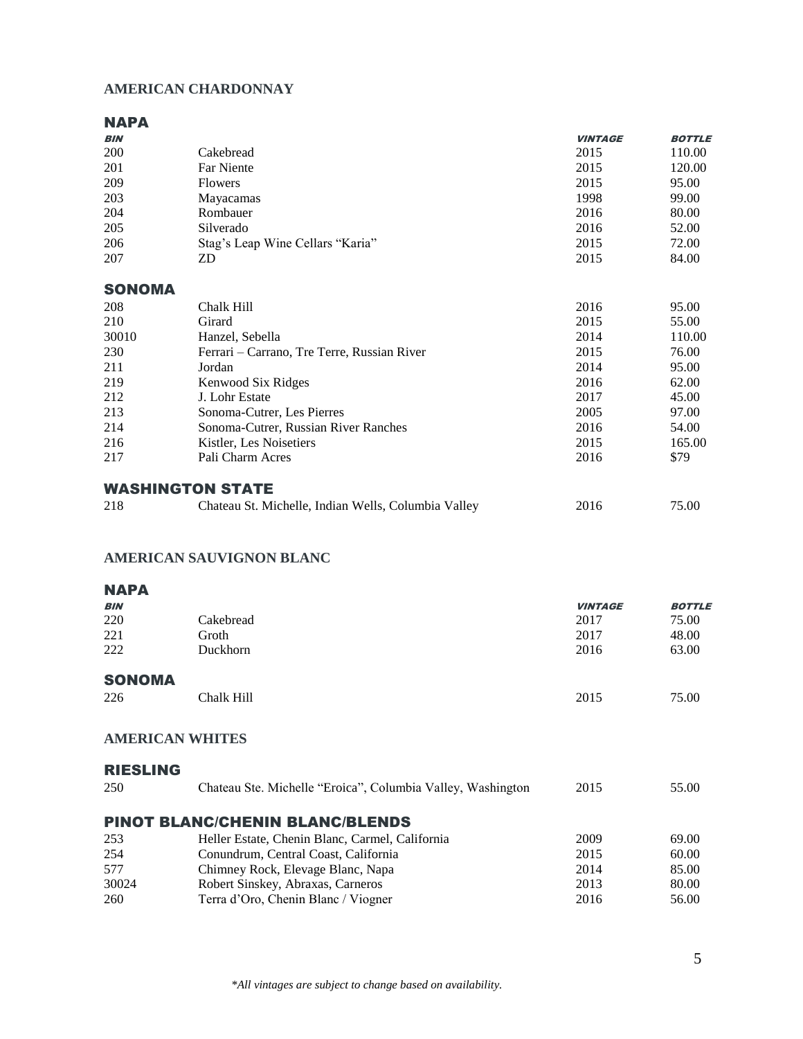## AMERICAN CHARDONNAY

### NAPA

| BIN | | VINTAGE | BOTTLE |
|---|---|---|---|
| 200 | Cakebread | 2015 | 110.00 |
| 201 | Far Niente | 2015 | 120.00 |
| 209 | Flowers | 2015 | 95.00 |
| 203 | Mayacamas | 1998 | 99.00 |
| 204 | Rombauer | 2016 | 80.00 |
| 205 | Silverado | 2016 | 52.00 |
| 206 | Stag's Leap Wine Cellars "Karia" | 2015 | 72.00 |
| 207 | ZD | 2015 | 84.00 |

### SONOMA

| | | | |
|---|---|---|---|
| 208 | Chalk Hill | 2016 | 95.00 |
| 210 | Girard | 2015 | 55.00 |
| 30010 | Hanzel, Sebella | 2014 | 110.00 |
| 230 | Ferrari – Carrano, Tre Terre, Russian River | 2015 | 76.00 |
| 211 | Jordan | 2014 | 95.00 |
| 219 | Kenwood Six Ridges | 2016 | 62.00 |
| 212 | J. Lohr Estate | 2017 | 45.00 |
| 213 | Sonoma-Cutrer, Les Pierres | 2005 | 97.00 |
| 214 | Sonoma-Cutrer, Russian River Ranches | 2016 | 54.00 |
| 216 | Kistler, Les Noisetiers | 2015 | 165.00 |
| 217 | Pali Charm Acres | 2016 | $79 |

### WASHINGTON STATE

| | | | |
|---|---|---|---|
| 218 | Chateau St. Michelle, Indian Wells, Columbia Valley | 2016 | 75.00 |

## AMERICAN SAUVIGNON BLANC

### NAPA

| BIN | | VINTAGE | BOTTLE |
|---|---|---|---|
| 220 | Cakebread | 2017 | 75.00 |
| 221 | Groth | 2017 | 48.00 |
| 222 | Duckhorn | 2016 | 63.00 |

### SONOMA

| | | | |
|---|---|---|---|
| 226 | Chalk Hill | 2015 | 75.00 |

## AMERICAN WHITES

### RIESLING

| | | | |
|---|---|---|---|
| 250 | Chateau Ste. Michelle "Eroica", Columbia Valley, Washington | 2015 | 55.00 |

### PINOT BLANC/CHENIN BLANC/BLENDS

| | | | |
|---|---|---|---|
| 253 | Heller Estate, Chenin Blanc, Carmel, California | 2009 | 69.00 |
| 254 | Conundrum, Central Coast, California | 2015 | 60.00 |
| 577 | Chimney Rock, Elevage Blanc, Napa | 2014 | 85.00 |
| 30024 | Robert Sinskey, Abraxas, Carneros | 2013 | 80.00 |
| 260 | Terra d'Oro, Chenin Blanc / Viogner | 2016 | 56.00 |

*\*All vintages are subject to change based on availability.*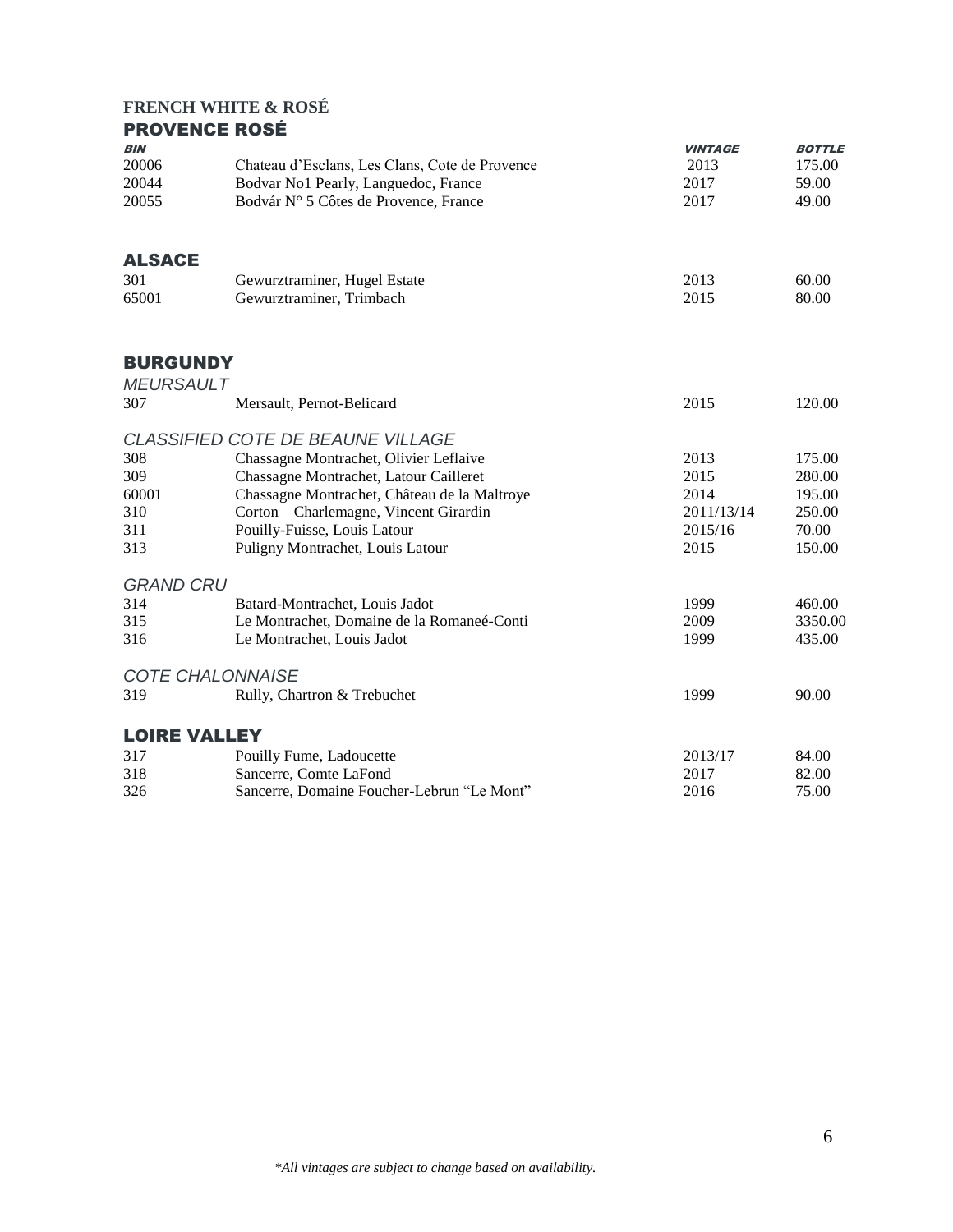# FRENCH WHITE & ROSÉ

## PROVENCE ROSÉ

| BIN | | VINTAGE | BOTTLE |
|---|---|---|---|
| 20006 | Chateau d'Esclans, Les Clans, Cote de Provence | 2013 | 175.00 |
| 20044 | Bodvar No1 Pearly, Languedoc, France | 2017 | 59.00 |
| 20055 | Bodvár N° 5 Côtes de Provence, France | 2017 | 49.00 |

## ALSACE

| BIN | | VINTAGE | BOTTLE |
|---|---|---|---|
| 301 | Gewurztraminer, Hugel Estate | 2013 | 60.00 |
| 65001 | Gewurztraminer, Trimbach | 2015 | 80.00 |

## BURGUNDY

### *MEURSAULT*

| BIN | | VINTAGE | BOTTLE |
|---|---|---|---|
| 307 | Mersault, Pernot-Belicard | 2015 | 120.00 |

### *CLASSIFIED COTE DE BEAUNE VILLAGE*

| BIN | | VINTAGE | BOTTLE |
|---|---|---|---|
| 308 | Chassagne Montrachet, Olivier Leflaive | 2013 | 175.00 |
| 309 | Chassagne Montrachet, Latour Cailleret | 2015 | 280.00 |
| 60001 | Chassagne Montrachet, Château de la Maltroye | 2014 | 195.00 |
| 310 | Corton – Charlemagne, Vincent Girardin | 2011/13/14 | 250.00 |
| 311 | Pouilly-Fuisse, Louis Latour | 2015/16 | 70.00 |
| 313 | Puligny Montrachet, Louis Latour | 2015 | 150.00 |

### *GRAND CRU*

| BIN | | VINTAGE | BOTTLE |
|---|---|---|---|
| 314 | Batard-Montrachet, Louis Jadot | 1999 | 460.00 |
| 315 | Le Montrachet, Domaine de la Romaneé-Conti | 2009 | 3350.00 |
| 316 | Le Montrachet, Louis Jadot | 1999 | 435.00 |

### *COTE CHALONNAISE*

| BIN | | VINTAGE | BOTTLE |
|---|---|---|---|
| 319 | Rully, Chartron & Trebuchet | 1999 | 90.00 |

## LOIRE VALLEY

| BIN | | VINTAGE | BOTTLE |
|---|---|---|---|
| 317 | Pouilly Fume, Ladoucette | 2013/17 | 84.00 |
| 318 | Sancerre, Comte LaFond | 2017 | 82.00 |
| 326 | Sancerre, Domaine Foucher-Lebrun "Le Mont" | 2016 | 75.00 |

*\*All vintages are subject to change based on availability.*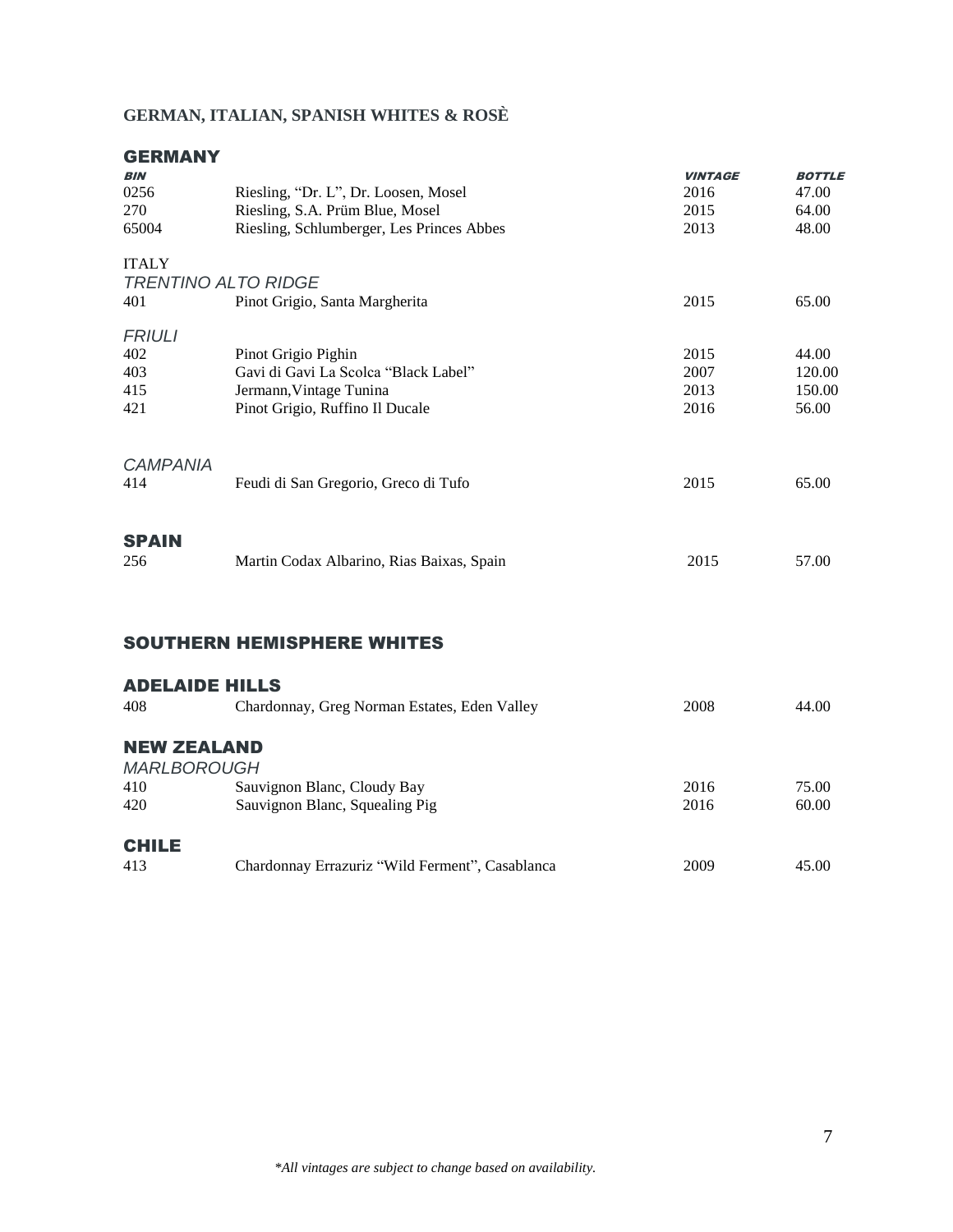## GERMAN, ITALIAN, SPANISH WHITES & ROSÈ

### GERMANY

| BIN | | VINTAGE | BOTTLE |
|---|---|---|---|
| 0256 | Riesling, "Dr. L", Dr. Loosen, Mosel | 2016 | 47.00 |
| 270 | Riesling, S.A. Prüm Blue, Mosel | 2015 | 64.00 |
| 65004 | Riesling, Schlumberger, Les Princes Abbes | 2013 | 48.00 |

ITALY

*TRENTINO ALTO RIDGE*

| | | | |
|---|---|---|---|
| 401 | Pinot Grigio, Santa Margherita | 2015 | 65.00 |

*FRIULI*

| | | | |
|---|---|---|---|
| 402 | Pinot Grigio Pighin | 2015 | 44.00 |
| 403 | Gavi di Gavi La Scolca "Black Label" | 2007 | 120.00 |
| 415 | Jermann, Vintage Tunina | 2013 | 150.00 |
| 421 | Pinot Grigio, Ruffino Il Ducale | 2016 | 56.00 |

*CAMPANIA*

| | | | |
|---|---|---|---|
| 414 | Feudi di San Gregorio, Greco di Tufo | 2015 | 65.00 |

### SPAIN

| | | | |
|---|---|---|---|
| 256 | Martin Codax Albarino, Rias Baixas, Spain | 2015 | 57.00 |

## SOUTHERN HEMISPHERE WHITES

### ADELAIDE HILLS

| | | | |
|---|---|---|---|
| 408 | Chardonnay, Greg Norman Estates, Eden Valley | 2008 | 44.00 |

### NEW ZEALAND

*MARLBOROUGH*

| | | | |
|---|---|---|---|
| 410 | Sauvignon Blanc, Cloudy Bay | 2016 | 75.00 |
| 420 | Sauvignon Blanc, Squealing Pig | 2016 | 60.00 |

### CHILE

| | | | |
|---|---|---|---|
| 413 | Chardonnay Errazuriz "Wild Ferment", Casablanca | 2009 | 45.00 |

*\*All vintages are subject to change based on availability.*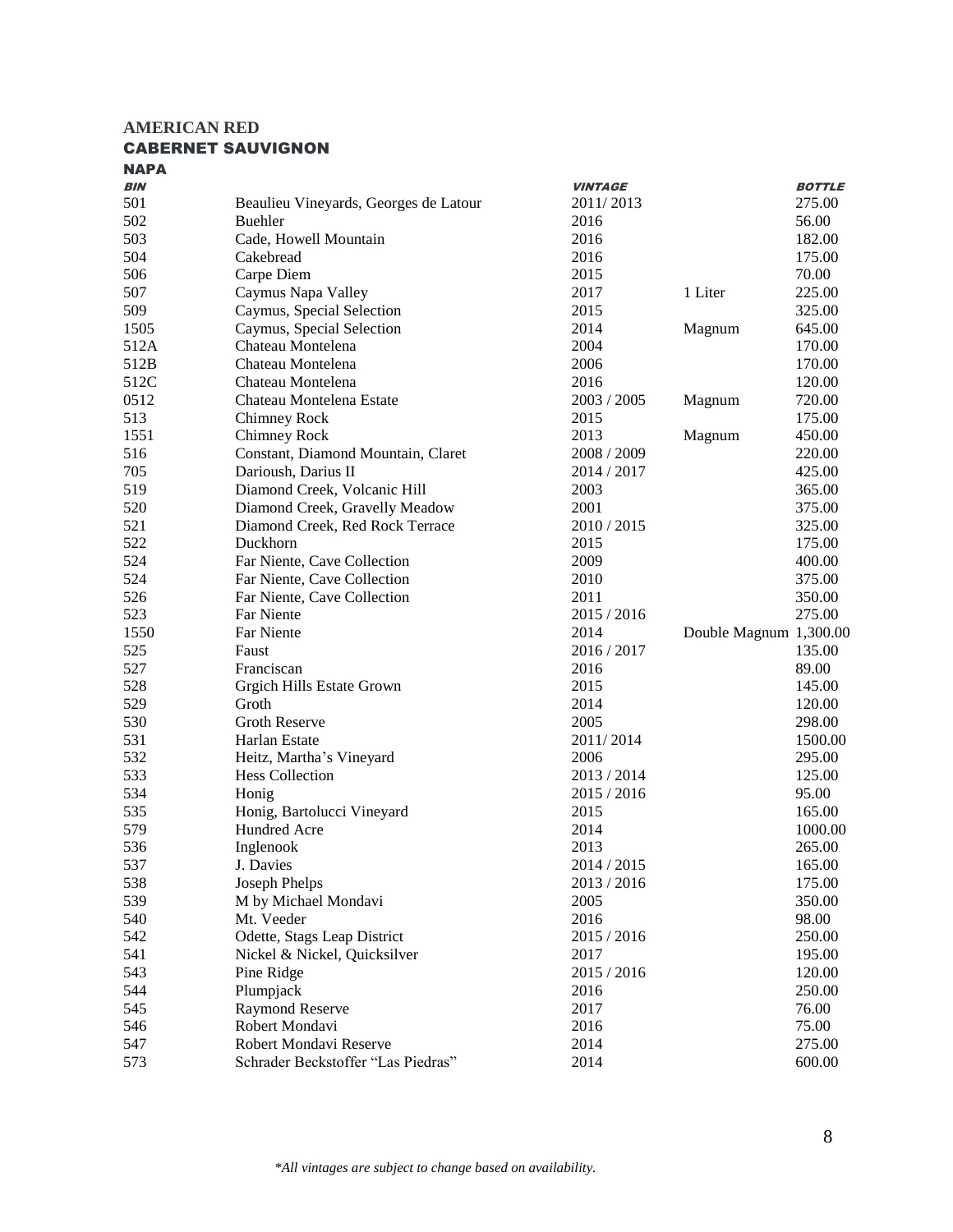## AMERICAN RED

### CABERNET SAUVIGNON

#### NAPA

| *BIN* | | *VINTAGE* | | *BOTTLE* |
|---|---|---|---|---|
| 501 | Beaulieu Vineyards, Georges de Latour | 2011/ 2013 | | 275.00 |
| 502 | Buehler | 2016 | | 56.00 |
| 503 | Cade, Howell Mountain | 2016 | | 182.00 |
| 504 | Cakebread | 2016 | | 175.00 |
| 506 | Carpe Diem | 2015 | | 70.00 |
| 507 | Caymus Napa Valley | 2017 | 1 Liter | 225.00 |
| 509 | Caymus, Special Selection | 2015 | | 325.00 |
| 1505 | Caymus, Special Selection | 2014 | Magnum | 645.00 |
| 512A | Chateau Montelena | 2004 | | 170.00 |
| 512B | Chateau Montelena | 2006 | | 170.00 |
| 512C | Chateau Montelena | 2016 | | 120.00 |
| 0512 | Chateau Montelena Estate | 2003 / 2005 | Magnum | 720.00 |
| 513 | Chimney Rock | 2015 | | 175.00 |
| 1551 | Chimney Rock | 2013 | Magnum | 450.00 |
| 516 | Constant, Diamond Mountain, Claret | 2008 / 2009 | | 220.00 |
| 705 | Darioush, Darius II | 2014 / 2017 | | 425.00 |
| 519 | Diamond Creek, Volcanic Hill | 2003 | | 365.00 |
| 520 | Diamond Creek, Gravelly Meadow | 2001 | | 375.00 |
| 521 | Diamond Creek, Red Rock Terrace | 2010 / 2015 | | 325.00 |
| 522 | Duckhorn | 2015 | | 175.00 |
| 524 | Far Niente, Cave Collection | 2009 | | 400.00 |
| 524 | Far Niente, Cave Collection | 2010 | | 375.00 |
| 526 | Far Niente, Cave Collection | 2011 | | 350.00 |
| 523 | Far Niente | 2015 / 2016 | | 275.00 |
| 1550 | Far Niente | 2014 | Double Magnum | 1,300.00 |
| 525 | Faust | 2016 / 2017 | | 135.00 |
| 527 | Franciscan | 2016 | | 89.00 |
| 528 | Grgich Hills Estate Grown | 2015 | | 145.00 |
| 529 | Groth | 2014 | | 120.00 |
| 530 | Groth Reserve | 2005 | | 298.00 |
| 531 | Harlan Estate | 2011/ 2014 | | 1500.00 |
| 532 | Heitz, Martha's Vineyard | 2006 | | 295.00 |
| 533 | Hess Collection | 2013 / 2014 | | 125.00 |
| 534 | Honig | 2015 / 2016 | | 95.00 |
| 535 | Honig, Bartolucci Vineyard | 2015 | | 165.00 |
| 579 | Hundred Acre | 2014 | | 1000.00 |
| 536 | Inglenook | 2013 | | 265.00 |
| 537 | J. Davies | 2014 / 2015 | | 165.00 |
| 538 | Joseph Phelps | 2013 / 2016 | | 175.00 |
| 539 | M by Michael Mondavi | 2005 | | 350.00 |
| 540 | Mt. Veeder | 2016 | | 98.00 |
| 542 | Odette, Stags Leap District | 2015 / 2016 | | 250.00 |
| 541 | Nickel & Nickel, Quicksilver | 2017 | | 195.00 |
| 543 | Pine Ridge | 2015 / 2016 | | 120.00 |
| 544 | Plumpjack | 2016 | | 250.00 |
| 545 | Raymond Reserve | 2017 | | 76.00 |
| 546 | Robert Mondavi | 2016 | | 75.00 |
| 547 | Robert Mondavi Reserve | 2014 | | 275.00 |
| 573 | Schrader Beckstoffer "Las Piedras" | 2014 | | 600.00 |

*\*All vintages are subject to change based on availability.*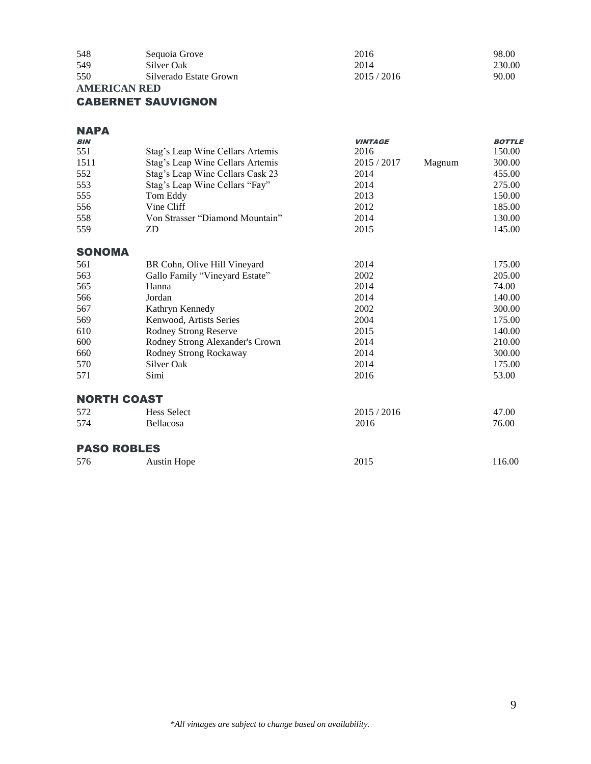| | | | | |
|---|---|---|---|---|
| 548 | Sequoia Grove | 2016 | | 98.00 |
| 549 | Silver Oak | 2014 | | 230.00 |
| 550 | Silverado Estate Grown | 2015 / 2016 | | 90.00 |

**AMERICAN RED**

## CABERNET SAUVIGNON

### NAPA

| *BIN* | | *VINTAGE* | | *BOTTLE* |
|---|---|---|---|---|
| 551 | Stag's Leap Wine Cellars Artemis | 2016 | | 150.00 |
| 1511 | Stag's Leap Wine Cellars Artemis | 2015 / 2017 | Magnum | 300.00 |
| 552 | Stag's Leap Wine Cellars Cask 23 | 2014 | | 455.00 |
| 553 | Stag's Leap Wine Cellars "Fay" | 2014 | | 275.00 |
| 555 | Tom Eddy | 2013 | | 150.00 |
| 556 | Vine Cliff | 2012 | | 185.00 |
| 558 | Von Strasser "Diamond Mountain" | 2014 | | 130.00 |
| 559 | ZD | 2015 | | 145.00 |

### SONOMA

| | | | |
|---|---|---|---|
| 561 | BR Cohn, Olive Hill Vineyard | 2014 | 175.00 |
| 563 | Gallo Family "Vineyard Estate" | 2002 | 205.00 |
| 565 | Hanna | 2014 | 74.00 |
| 566 | Jordan | 2014 | 140.00 |
| 567 | Kathryn Kennedy | 2002 | 300.00 |
| 569 | Kenwood, Artists Series | 2004 | 175.00 |
| 610 | Rodney Strong Reserve | 2015 | 140.00 |
| 600 | Rodney Strong Alexander's Crown | 2014 | 210.00 |
| 660 | Rodney Strong Rockaway | 2014 | 300.00 |
| 570 | Silver Oak | 2014 | 175.00 |
| 571 | Simi | 2016 | 53.00 |

### NORTH COAST

| | | | |
|---|---|---|---|
| 572 | Hess Select | 2015 / 2016 | 47.00 |
| 574 | Bellacosa | 2016 | 76.00 |

### PASO ROBLES

| | | | |
|---|---|---|---|
| 576 | Austin Hope | 2015 | 116.00 |

*\*All vintages are subject to change based on availability.*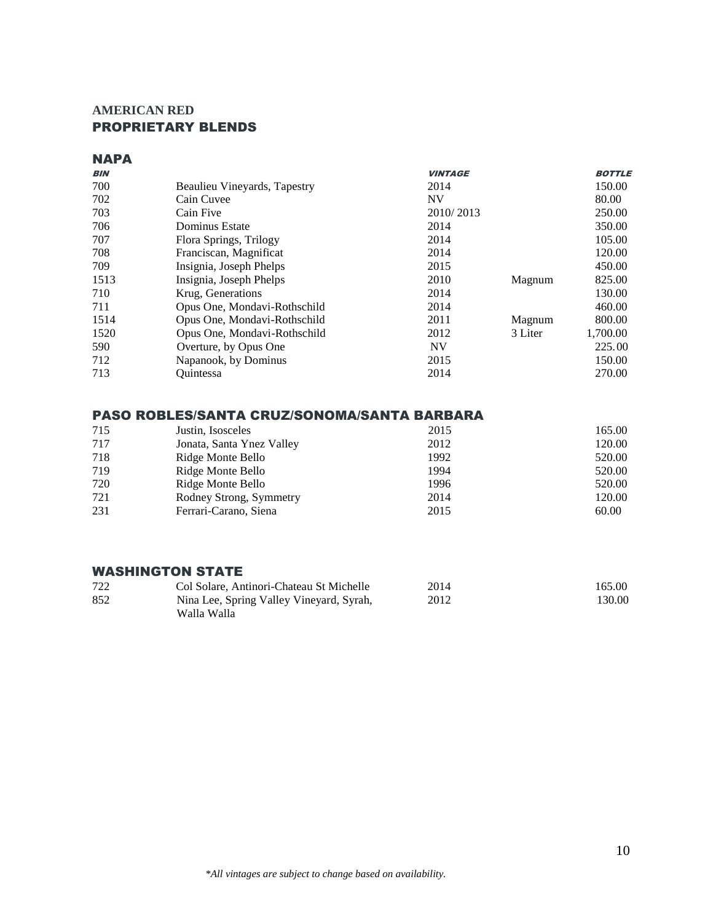## AMERICAN RED

## PROPRIETARY BLENDS

### NAPA

| *BIN* | | *VINTAGE* | | *BOTTLE* |
|---|---|---|---|---|
| 700 | Beaulieu Vineyards, Tapestry | 2014 | | 150.00 |
| 702 | Cain Cuvee | NV | | 80.00 |
| 703 | Cain Five | 2010/ 2013 | | 250.00 |
| 706 | Dominus Estate | 2014 | | 350.00 |
| 707 | Flora Springs, Trilogy | 2014 | | 105.00 |
| 708 | Franciscan, Magnificat | 2014 | | 120.00 |
| 709 | Insignia, Joseph Phelps | 2015 | | 450.00 |
| 1513 | Insignia, Joseph Phelps | 2010 | Magnum | 825.00 |
| 710 | Krug, Generations | 2014 | | 130.00 |
| 711 | Opus One, Mondavi-Rothschild | 2014 | | 460.00 |
| 1514 | Opus One, Mondavi-Rothschild | 2011 | Magnum | 800.00 |
| 1520 | Opus One, Mondavi-Rothschild | 2012 | 3 Liter | 1,700.00 |
| 590 | Overture, by Opus One | NV | | 225.00 |
| 712 | Napanook, by Dominus | 2015 | | 150.00 |
| 713 | Quintessa | 2014 | | 270.00 |

### PASO ROBLES/SANTA CRUZ/SONOMA/SANTA BARBARA

| | | | |
|---|---|---|---|
| 715 | Justin, Isosceles | 2015 | 165.00 |
| 717 | Jonata, Santa Ynez Valley | 2012 | 120.00 |
| 718 | Ridge Monte Bello | 1992 | 520.00 |
| 719 | Ridge Monte Bello | 1994 | 520.00 |
| 720 | Ridge Monte Bello | 1996 | 520.00 |
| 721 | Rodney Strong, Symmetry | 2014 | 120.00 |
| 231 | Ferrari-Carano, Siena | 2015 | 60.00 |

### WASHINGTON STATE

| | | | |
|---|---|---|---|
| 722 | Col Solare, Antinori-Chateau St Michelle | 2014 | 165.00 |
| 852 | Nina Lee, Spring Valley Vineyard, Syrah, Walla Walla | 2012 | 130.00 |

*\*All vintages are subject to change based on availability.*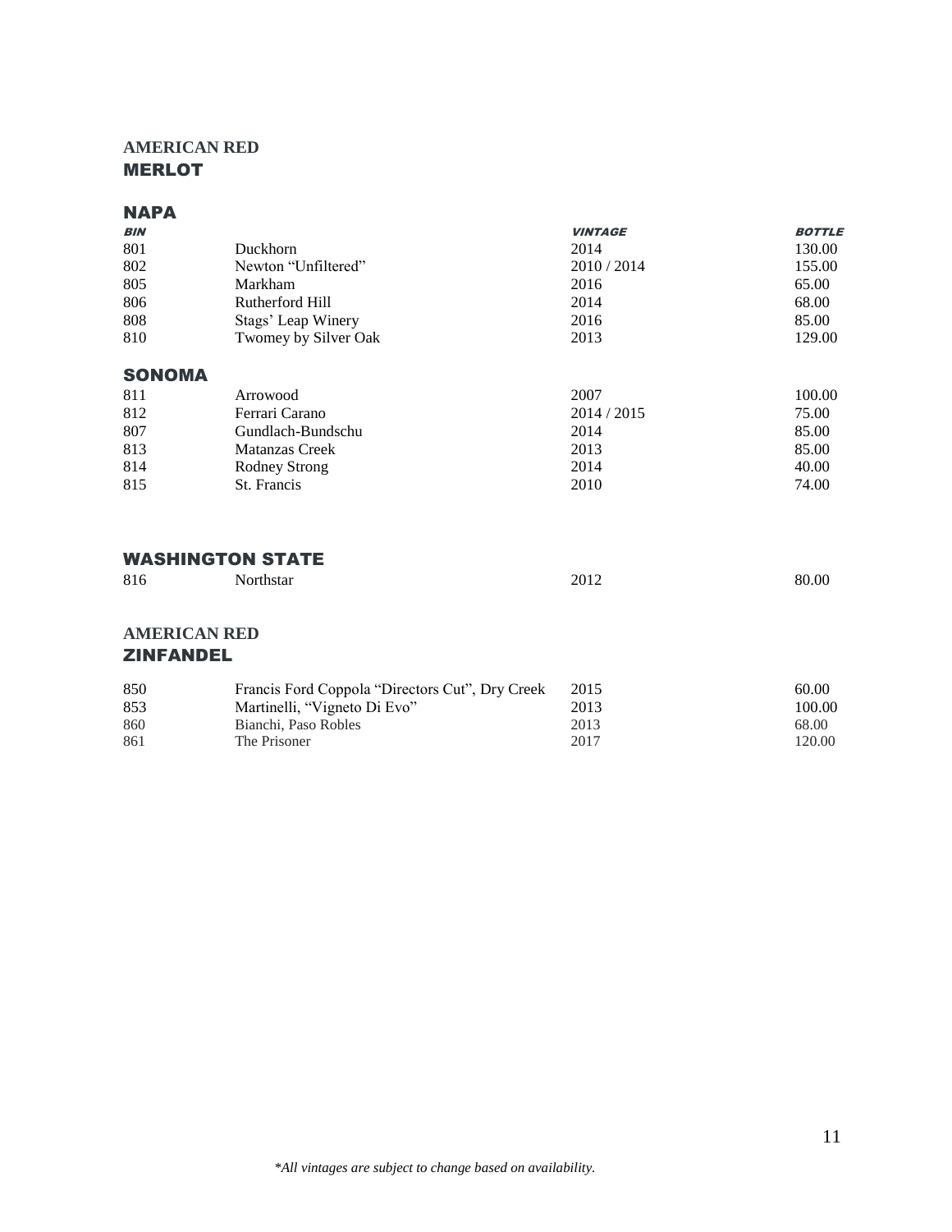## AMERICAN RED
## MERLOT

### NAPA

| *BIN* | | *VINTAGE* | *BOTTLE* |
|---|---|---|---|
| 801 | Duckhorn | 2014 | 130.00 |
| 802 | Newton “Unfiltered” | 2010 / 2014 | 155.00 |
| 805 | Markham | 2016 | 65.00 |
| 806 | Rutherford Hill | 2014 | 68.00 |
| 808 | Stags’ Leap Winery | 2016 | 85.00 |
| 810 | Twomey by Silver Oak | 2013 | 129.00 |

### SONOMA

| | | | |
|---|---|---|---|
| 811 | Arrowood | 2007 | 100.00 |
| 812 | Ferrari Carano | 2014 / 2015 | 75.00 |
| 807 | Gundlach-Bundschu | 2014 | 85.00 |
| 813 | Matanzas Creek | 2013 | 85.00 |
| 814 | Rodney Strong | 2014 | 40.00 |
| 815 | St. Francis | 2010 | 74.00 |

### WASHINGTON STATE

| | | | |
|---|---|---|---|
| 816 | Northstar | 2012 | 80.00 |

## AMERICAN RED
## ZINFANDEL

| | | | |
|---|---|---|---|
| 850 | Francis Ford Coppola “Directors Cut”, Dry Creek | 2015 | 60.00 |
| 853 | Martinelli, “Vigneto Di Evo” | 2013 | 100.00 |
| 860 | Bianchi, Paso Robles | 2013 | 68.00 |
| 861 | The Prisoner | 2017 | 120.00 |

*\*All vintages are subject to change based on availability.*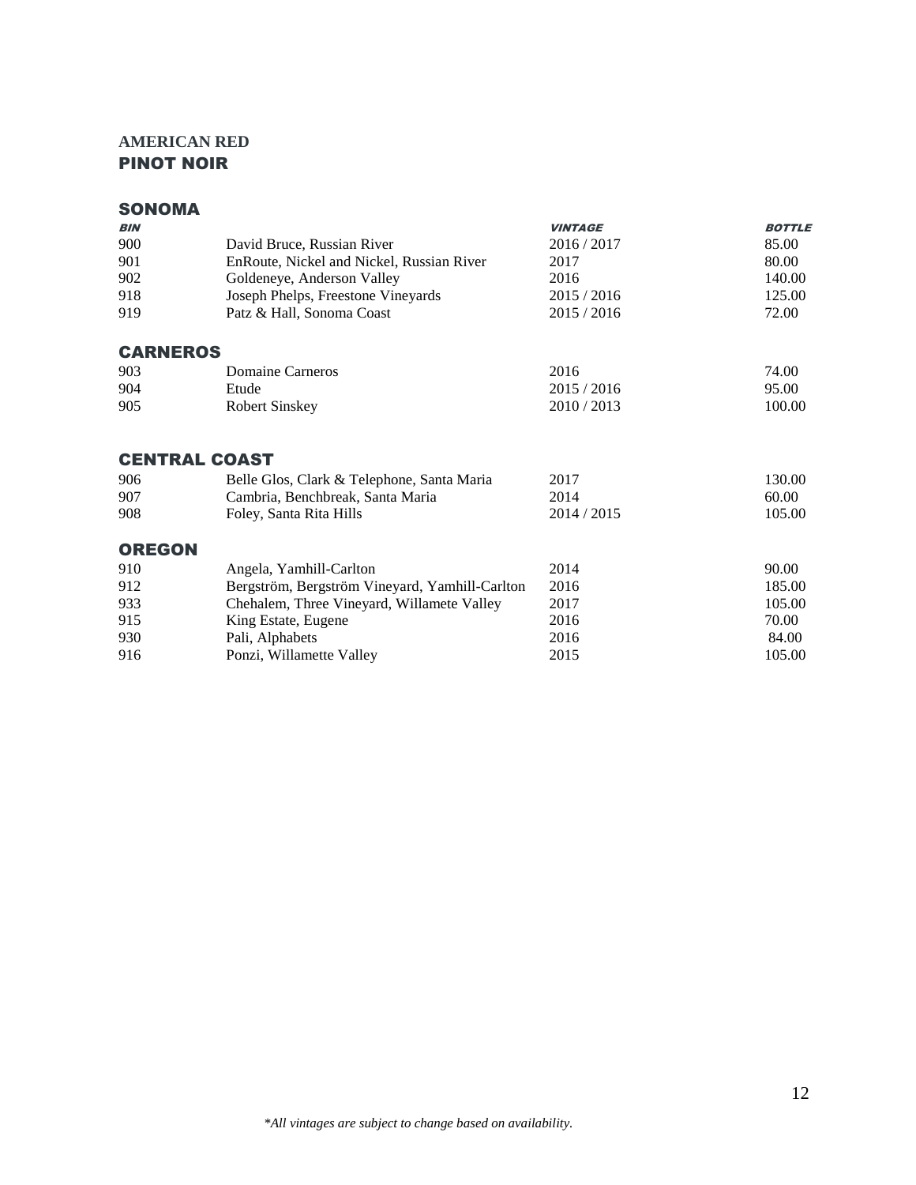**AMERICAN RED**

## PINOT NOIR

### SONOMA

| *BIN* | | *VINTAGE* | *BOTTLE* |
|---|---|---|---|
| 900 | David Bruce, Russian River | 2016 / 2017 | 85.00 |
| 901 | EnRoute, Nickel and Nickel, Russian River | 2017 | 80.00 |
| 902 | Goldeneye, Anderson Valley | 2016 | 140.00 |
| 918 | Joseph Phelps, Freestone Vineyards | 2015 / 2016 | 125.00 |
| 919 | Patz & Hall, Sonoma Coast | 2015 / 2016 | 72.00 |

### CARNEROS

| | | | |
|---|---|---|---|
| 903 | Domaine Carneros | 2016 | 74.00 |
| 904 | Etude | 2015 / 2016 | 95.00 |
| 905 | Robert Sinskey | 2010 / 2013 | 100.00 |

### CENTRAL COAST

| | | | |
|---|---|---|---|
| 906 | Belle Glos, Clark & Telephone, Santa Maria | 2017 | 130.00 |
| 907 | Cambria, Benchbreak, Santa Maria | 2014 | 60.00 |
| 908 | Foley, Santa Rita Hills | 2014 / 2015 | 105.00 |

### OREGON

| | | | |
|---|---|---|---|
| 910 | Angela, Yamhill-Carlton | 2014 | 90.00 |
| 912 | Bergström, Bergström Vineyard, Yamhill-Carlton | 2016 | 185.00 |
| 933 | Chehalem, Three Vineyard, Willamete Valley | 2017 | 105.00 |
| 915 | King Estate, Eugene | 2016 | 70.00 |
| 930 | Pali, Alphabets | 2016 | 84.00 |
| 916 | Ponzi, Willamette Valley | 2015 | 105.00 |

*\*All vintages are subject to change based on availability.*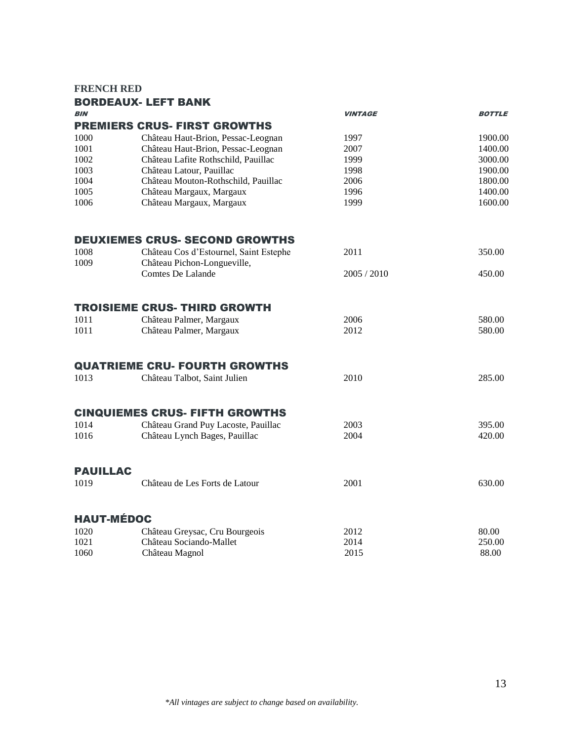**FRENCH RED**

## BORDEAUX- LEFT BANK

| BIN | | VINTAGE | BOTTLE |
|---|---|---|---|
| **PREMIERS CRUS- FIRST GROWTHS** | | | |
| 1000 | Château Haut-Brion, Pessac-Leognan | 1997 | 1900.00 |
| 1001 | Château Haut-Brion, Pessac-Leognan | 2007 | 1400.00 |
| 1002 | Château Lafite Rothschild, Pauillac | 1999 | 3000.00 |
| 1003 | Château Latour, Pauillac | 1998 | 1900.00 |
| 1004 | Château Mouton-Rothschild, Pauillac | 2006 | 1800.00 |
| 1005 | Château Margaux, Margaux | 1996 | 1400.00 |
| 1006 | Château Margaux, Margaux | 1999 | 1600.00 |
| **DEUXIEMES CRUS- SECOND GROWTHS** | | | |
| 1008 | Château Cos d'Estournel, Saint Estephe | 2011 | 350.00 |
| 1009 | Château Pichon-Longueville, Comtes De Lalande | 2005 / 2010 | 450.00 |
| **TROISIEME CRUS- THIRD GROWTH** | | | |
| 1011 | Château Palmer, Margaux | 2006 | 580.00 |
| 1011 | Château Palmer, Margaux | 2012 | 580.00 |
| **QUATRIEME CRU- FOURTH GROWTHS** | | | |
| 1013 | Château Talbot, Saint Julien | 2010 | 285.00 |
| **CINQUIEMES CRUS- FIFTH GROWTHS** | | | |
| 1014 | Château Grand Puy Lacoste, Pauillac | 2003 | 395.00 |
| 1016 | Château Lynch Bages, Pauillac | 2004 | 420.00 |
| **PAUILLAC** | | | |
| 1019 | Château de Les Forts de Latour | 2001 | 630.00 |
| **HAUT-MÉDOC** | | | |
| 1020 | Château Greysac, Cru Bourgeois | 2012 | 80.00 |
| 1021 | Château Sociando-Mallet | 2014 | 250.00 |
| 1060 | Château Magnol | 2015 | 88.00 |

*\*All vintages are subject to change based on availability.*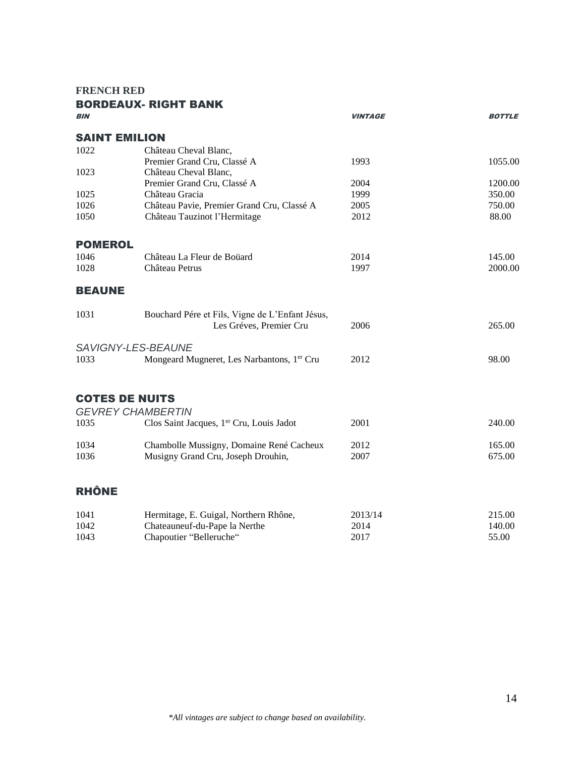**FRENCH RED**

## BORDEAUX- RIGHT BANK

| *BIN* | | *VINTAGE* | *BOTTLE* |
|---|---|---|---|

### SAINT EMILION

| BIN | | VINTAGE | BOTTLE |
|---|---|---|---|
| 1022 | Château Cheval Blanc, Premier Grand Cru, Classé A | 1993 | 1055.00 |
| 1023 | Château Cheval Blanc, Premier Grand Cru, Classé A | 2004 | 1200.00 |
| 1025 | Château Gracia | 1999 | 350.00 |
| 1026 | Château Pavie, Premier Grand Cru, Classé A | 2005 | 750.00 |
| 1050 | Château Tauzinot l'Hermitage | 2012 | 88.00 |

### POMEROL

| BIN | | VINTAGE | BOTTLE |
|---|---|---|---|
| 1046 | Château La Fleur de Boüard | 2014 | 145.00 |
| 1028 | Château Petrus | 1997 | 2000.00 |

### BEAUNE

| BIN | | VINTAGE | BOTTLE |
|---|---|---|---|
| 1031 | Bouchard Pére et Fils, Vigne de L'Enfant Jésus, Les Gréves, Premier Cru | 2006 | 265.00 |

*SAVIGNY-LES-BEAUNE*

| BIN | | VINTAGE | BOTTLE |
|---|---|---|---|
| 1033 | Mongeard Mugneret, Les Narbantons, 1er Cru | 2012 | 98.00 |

### COTES DE NUITS

*GEVREY CHAMBERTIN*

| BIN | | VINTAGE | BOTTLE |
|---|---|---|---|
| 1035 | Clos Saint Jacques, 1er Cru, Louis Jadot | 2001 | 240.00 |
| 1034 | Chambolle Mussigny, Domaine René Cacheux | 2012 | 165.00 |
| 1036 | Musigny Grand Cru, Joseph Drouhin, | 2007 | 675.00 |

### RHÔNE

| BIN | | VINTAGE | BOTTLE |
|---|---|---|---|
| 1041 | Hermitage, E. Guigal, Northern Rhône, | 2013/14 | 215.00 |
| 1042 | Chateauneuf-du-Pape la Nerthe | 2014 | 140.00 |
| 1043 | Chapoutier "Belleruche" | 2017 | 55.00 |

*\*All vintages are subject to change based on availability.*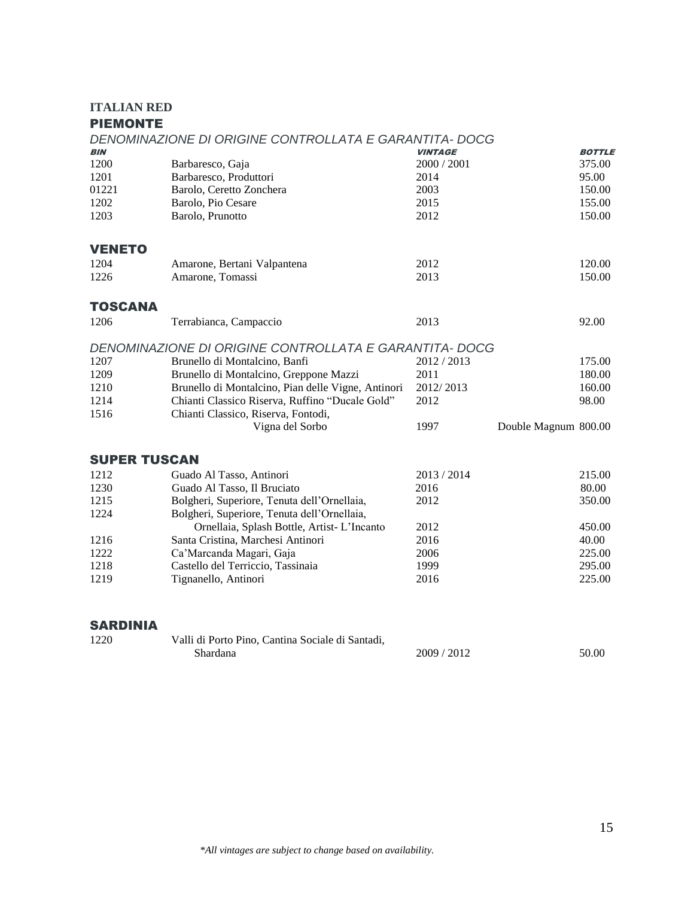**ITALIAN RED**

## PIEMONTE

*DENOMINAZIONE DI ORIGINE CONTROLLATA E GARANTITA- DOCG*

| BIN | | VINTAGE | | BOTTLE |
|---|---|---|---|---|
| 1200 | Barbaresco, Gaja | 2000 / 2001 | | 375.00 |
| 1201 | Barbaresco, Produttori | 2014 | | 95.00 |
| 01221 | Barolo, Ceretto Zonchera | 2003 | | 150.00 |
| 1202 | Barolo, Pio Cesare | 2015 | | 155.00 |
| 1203 | Barolo, Prunotto | 2012 | | 150.00 |

## VENETO

| | | | | |
|---|---|---|---|---|
| 1204 | Amarone, Bertani Valpantena | 2012 | | 120.00 |
| 1226 | Amarone, Tomassi | 2013 | | 150.00 |

## TOSCANA

| | | | | |
|---|---|---|---|---|
| 1206 | Terrabianca, Campaccio | 2013 | | 92.00 |

*DENOMINAZIONE DI ORIGINE CONTROLLATA E GARANTITA- DOCG*

| | | | | |
|---|---|---|---|---|
| 1207 | Brunello di Montalcino, Banfi | 2012 / 2013 | | 175.00 |
| 1209 | Brunello di Montalcino, Greppone Mazzi | 2011 | | 180.00 |
| 1210 | Brunello di Montalcino, Pian delle Vigne, Antinori | 2012/ 2013 | | 160.00 |
| 1214 | Chianti Classico Riserva, Ruffino “Ducale Gold” | 2012 | | 98.00 |
| 1516 | Chianti Classico, Riserva, Fontodi, Vigna del Sorbo | 1997 | Double Magnum | 800.00 |

## SUPER TUSCAN

| | | | | |
|---|---|---|---|---|
| 1212 | Guado Al Tasso, Antinori | 2013 / 2014 | | 215.00 |
| 1230 | Guado Al Tasso, Il Bruciato | 2016 | | 80.00 |
| 1215 | Bolgheri, Superiore, Tenuta dell’Ornellaia, | 2012 | | 350.00 |
| 1224 | Bolgheri, Superiore, Tenuta dell’Ornellaia, Ornellaia, Splash Bottle, Artist- L’Incanto | 2012 | | 450.00 |
| 1216 | Santa Cristina, Marchesi Antinori | 2016 | | 40.00 |
| 1222 | Ca’Marcanda Magari, Gaja | 2006 | | 225.00 |
| 1218 | Castello del Terriccio, Tassinaia | 1999 | | 295.00 |
| 1219 | Tignanello, Antinori | 2016 | | 225.00 |

## SARDINIA

| | | | | |
|---|---|---|---|---|
| 1220 | Valli di Porto Pino, Cantina Sociale di Santadi, Shardana | 2009 / 2012 | | 50.00 |

*\*All vintages are subject to change based on availability.*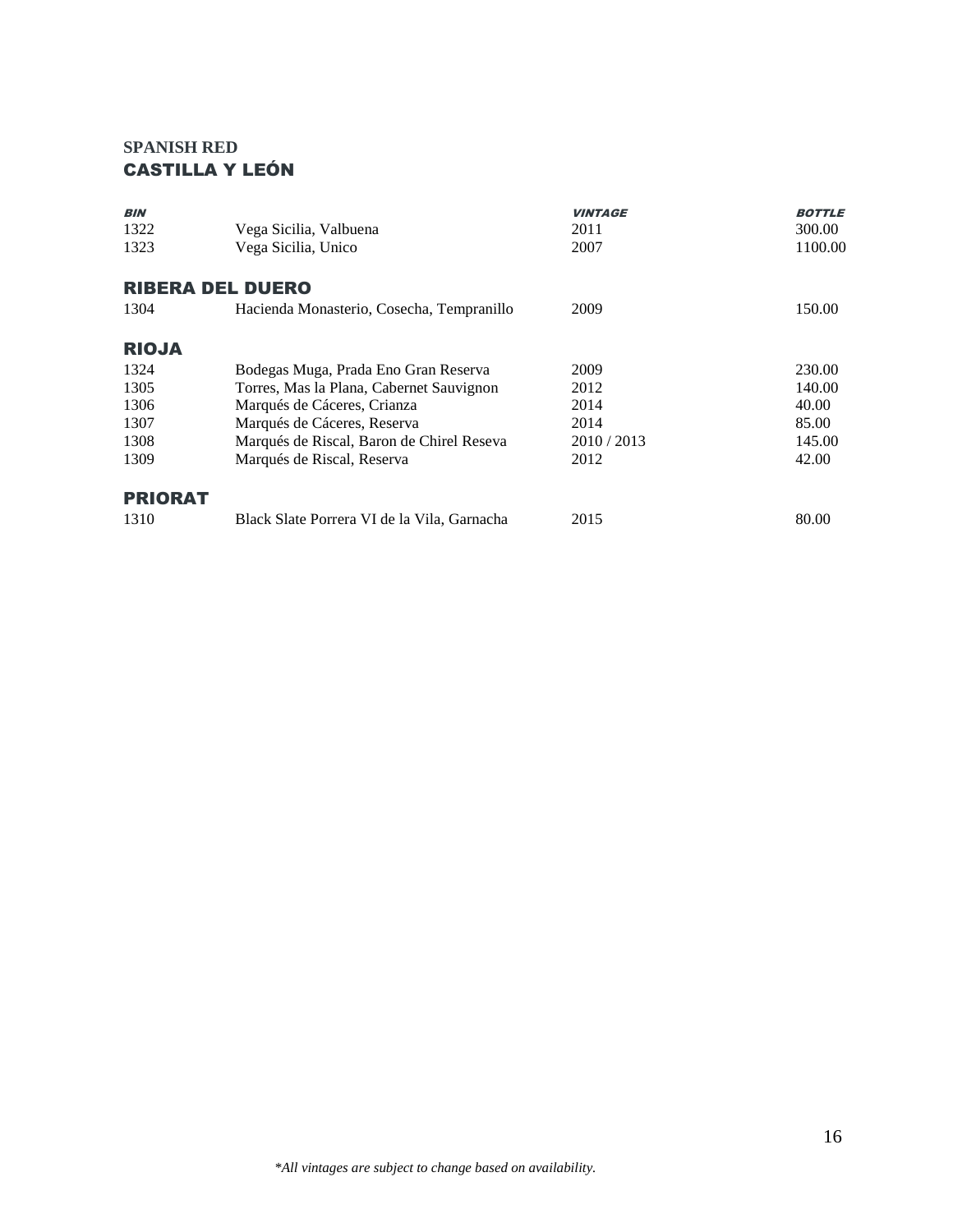## SPANISH RED

### CASTILLA Y LEÓN

| *BIN* | | *VINTAGE* | *BOTTLE* |
|---|---|---|---|
| 1322 | Vega Sicilia, Valbuena | 2011 | 300.00 |
| 1323 | Vega Sicilia, Unico | 2007 | 1100.00 |

### RIBERA DEL DUERO

| | | | |
|---|---|---|---|
| 1304 | Hacienda Monasterio, Cosecha, Tempranillo | 2009 | 150.00 |

### RIOJA

| | | | |
|---|---|---|---|
| 1324 | Bodegas Muga, Prada Eno Gran Reserva | 2009 | 230.00 |
| 1305 | Torres, Mas la Plana, Cabernet Sauvignon | 2012 | 140.00 |
| 1306 | Marqués de Cáceres, Crianza | 2014 | 40.00 |
| 1307 | Marqués de Cáceres, Reserva | 2014 | 85.00 |
| 1308 | Marqués de Riscal, Baron de Chirel Reseva | 2010 / 2013 | 145.00 |
| 1309 | Marqués de Riscal, Reserva | 2012 | 42.00 |

### PRIORAT

| | | | |
|---|---|---|---|
| 1310 | Black Slate Porrera VI de la Vila, Garnacha | 2015 | 80.00 |

*\*All vintages are subject to change based on availability.*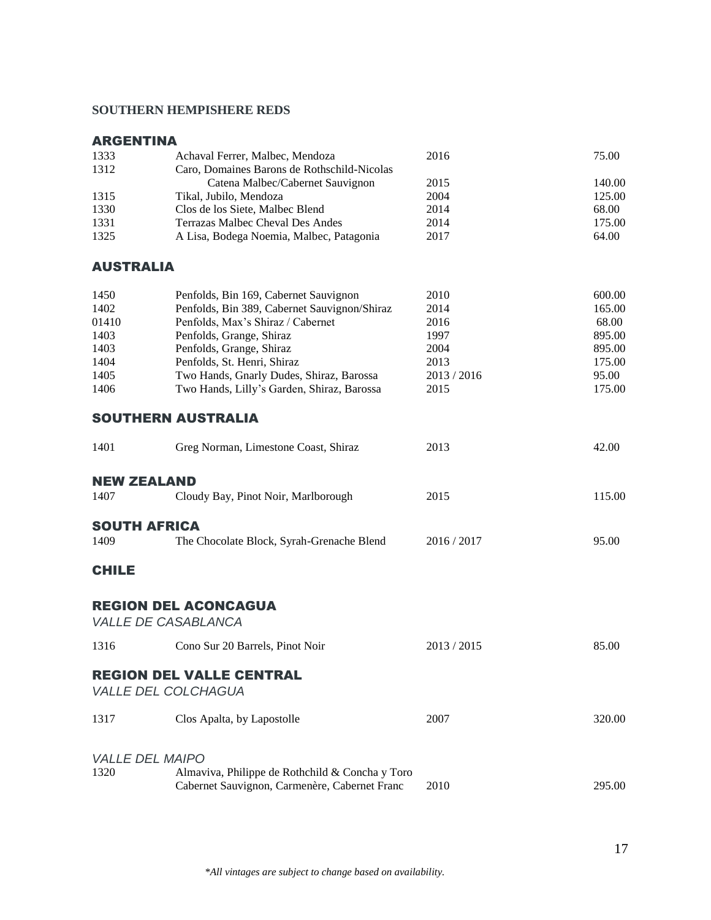**SOUTHERN HEMPISHERE REDS**

## ARGENTINA

| | | | |
|---|---|---|---|
| 1333 | Achaval Ferrer, Malbec, Mendoza | 2016 | 75.00 |
| 1312 | Caro, Domaines Barons de Rothschild-Nicolas Catena Malbec/Cabernet Sauvignon | 2015 | 140.00 |
| 1315 | Tikal, Jubilo, Mendoza | 2004 | 125.00 |
| 1330 | Clos de los Siete, Malbec Blend | 2014 | 68.00 |
| 1331 | Terrazas Malbec Cheval Des Andes | 2014 | 175.00 |
| 1325 | A Lisa, Bodega Noemia, Malbec, Patagonia | 2017 | 64.00 |

## AUSTRALIA

| | | | |
|---|---|---|---|
| 1450 | Penfolds, Bin 169, Cabernet Sauvignon | 2010 | 600.00 |
| 1402 | Penfolds, Bin 389, Cabernet Sauvignon/Shiraz | 2014 | 165.00 |
| 01410 | Penfolds, Max's Shiraz / Cabernet | 2016 | 68.00 |
| 1403 | Penfolds, Grange, Shiraz | 1997 | 895.00 |
| 1403 | Penfolds, Grange, Shiraz | 2004 | 895.00 |
| 1404 | Penfolds, St. Henri, Shiraz | 2013 | 175.00 |
| 1405 | Two Hands, Gnarly Dudes, Shiraz, Barossa | 2013 / 2016 | 95.00 |
| 1406 | Two Hands, Lilly's Garden, Shiraz, Barossa | 2015 | 175.00 |

## SOUTHERN AUSTRALIA

| | | | |
|---|---|---|---|
| 1401 | Greg Norman, Limestone Coast, Shiraz | 2013 | 42.00 |

## NEW ZEALAND

| | | | |
|---|---|---|---|
| 1407 | Cloudy Bay, Pinot Noir, Marlborough | 2015 | 115.00 |

## SOUTH AFRICA

| | | | |
|---|---|---|---|
| 1409 | The Chocolate Block, Syrah-Grenache Blend | 2016 / 2017 | 95.00 |

## CHILE

## REGION DEL ACONCAGUA

*VALLE DE CASABLANCA*

| | | | |
|---|---|---|---|
| 1316 | Cono Sur 20 Barrels, Pinot Noir | 2013 / 2015 | 85.00 |

## REGION DEL VALLE CENTRAL

*VALLE DEL COLCHAGUA*

| | | | |
|---|---|---|---|
| 1317 | Clos Apalta, by Lapostolle | 2007 | 320.00 |

*VALLE DEL MAIPO*

| | | | |
|---|---|---|---|
| 1320 | Almaviva, Philippe de Rothchild & Concha y Toro Cabernet Sauvignon, Carmenère, Cabernet Franc | 2010 | 295.00 |

*\*All vintages are subject to change based on availability.*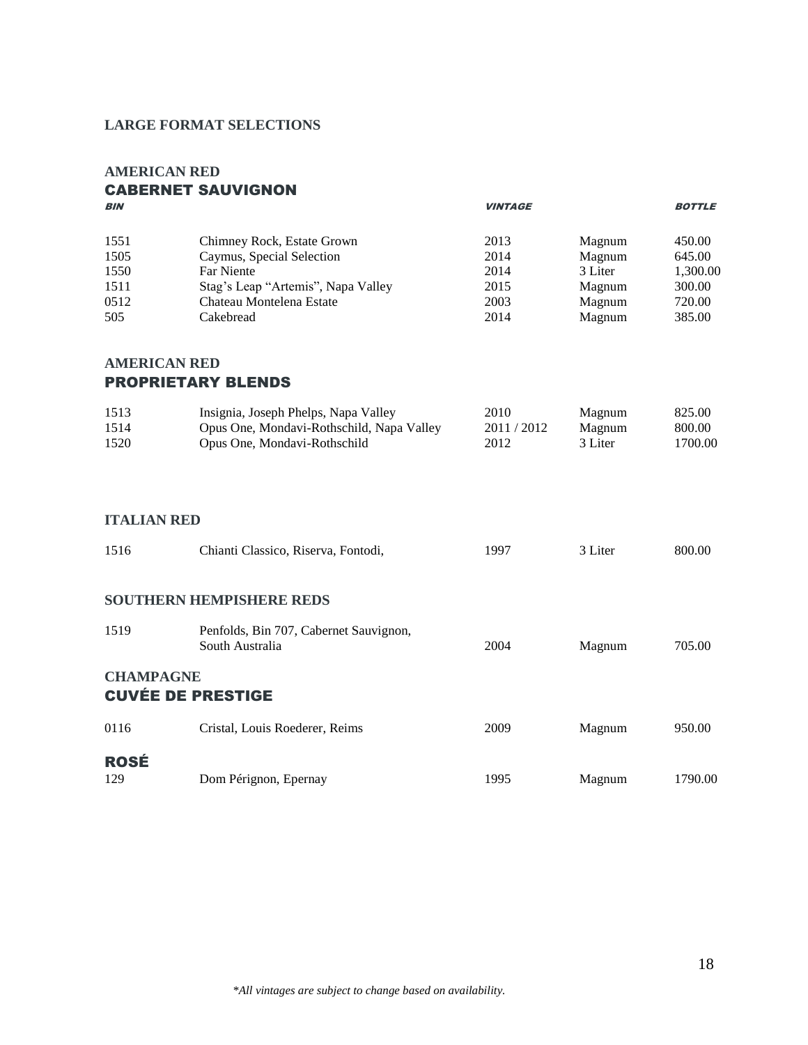## LARGE FORMAT SELECTIONS

### AMERICAN RED
### CABERNET SAUVIGNON

| *BIN* | | *VINTAGE* | | *BOTTLE* |
|---|---|---|---|---|
| 1551 | Chimney Rock, Estate Grown | 2013 | Magnum | 450.00 |
| 1505 | Caymus, Special Selection | 2014 | Magnum | 645.00 |
| 1550 | Far Niente | 2014 | 3 Liter | 1,300.00 |
| 1511 | Stag's Leap "Artemis", Napa Valley | 2015 | Magnum | 300.00 |
| 0512 | Chateau Montelena Estate | 2003 | Magnum | 720.00 |
| 505 | Cakebread | 2014 | Magnum | 385.00 |

### AMERICAN RED
### PROPRIETARY BLENDS

| | | | | |
|---|---|---|---|---|
| 1513 | Insignia, Joseph Phelps, Napa Valley | 2010 | Magnum | 825.00 |
| 1514 | Opus One, Mondavi-Rothschild, Napa Valley | 2011 / 2012 | Magnum | 800.00 |
| 1520 | Opus One, Mondavi-Rothschild | 2012 | 3 Liter | 1700.00 |

### ITALIAN RED

| | | | | |
|---|---|---|---|---|
| 1516 | Chianti Classico, Riserva, Fontodi, | 1997 | 3 Liter | 800.00 |

### SOUTHERN HEMPISHERE REDS

| | | | | |
|---|---|---|---|---|
| 1519 | Penfolds, Bin 707, Cabernet Sauvignon, South Australia | 2004 | Magnum | 705.00 |

### CHAMPAGNE
### CUVÉE DE PRESTIGE

| | | | | |
|---|---|---|---|---|
| 0116 | Cristal, Louis Roederer, Reims | 2009 | Magnum | 950.00 |

### ROSÉ

| | | | | |
|---|---|---|---|---|
| 129 | Dom Pérignon, Epernay | 1995 | Magnum | 1790.00 |

*\*All vintages are subject to change based on availability.*